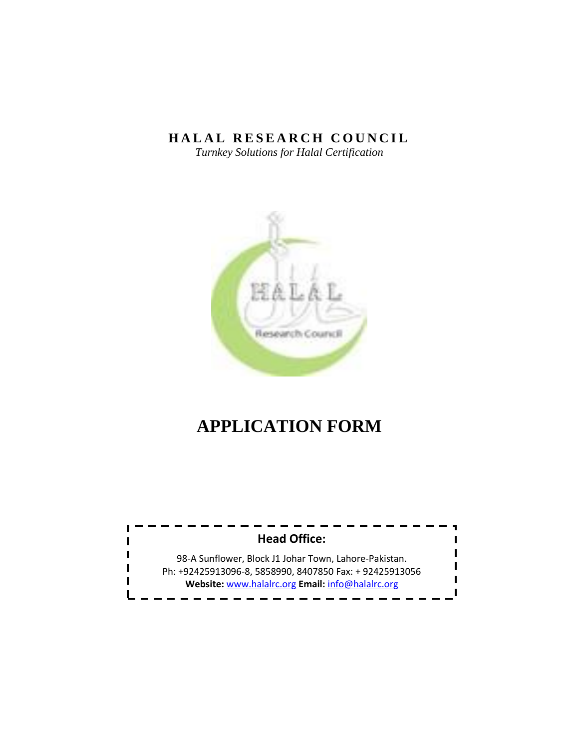# HALAL RESEARCH COUNCIL

*Turnkey Solutions for Halal Certification*

# APPLICATION FORM

**Head Office:**

98-A Sunflower, Block J1 Johar Town, Lahore-Pakistan.
Ph: +92425913096-8, 5858990, 8407850 Fax: + 92425913056
**Website:** www.halalrc.org **Email:** info@halalrc.org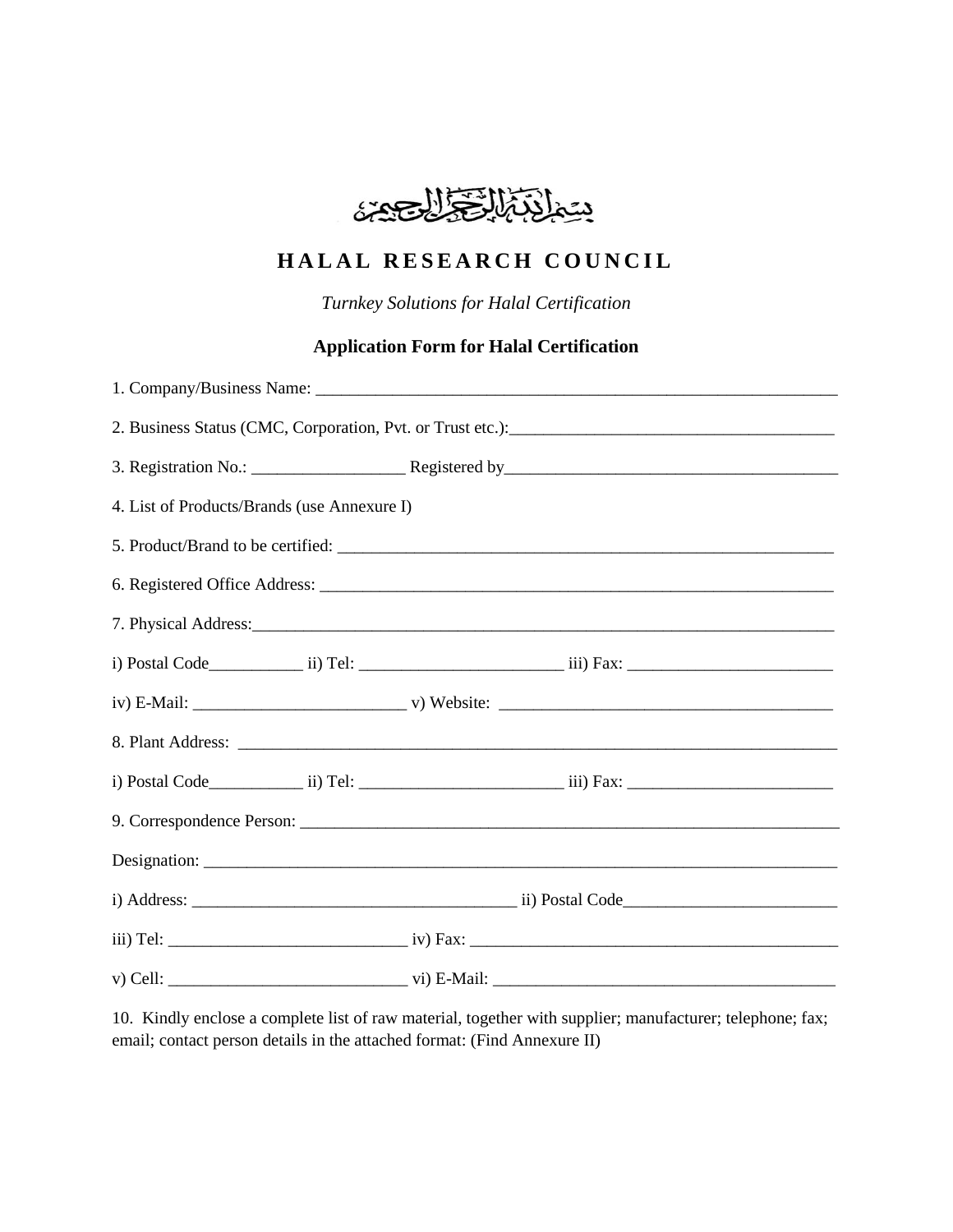بسم الله الرحمن الرحيم

# HALAL RESEARCH COUNCIL

*Turnkey Solutions for Halal Certification*

## Application Form for Halal Certification

1. Company/Business Name: ___________________________________________________________

2. Business Status (CMC, Corporation, Pvt. or Trust etc.):_____________________________________

3. Registration No.: __________________ Registered by________________________________________

4. List of Products/Brands (use Annexure I)

5. Product/Brand to be certified: _______________________________________________________

6. Registered Office Address: __________________________________________________________

7. Physical Address:_________________________________________________________________

i) Postal Code___________ ii) Tel: ________________________ iii) Fax: ________________________

iv) E-Mail: _________________________ v) Website: _______________________________________

8. Plant Address: ___________________________________________________________________

i) Postal Code___________ ii) Tel: ________________________ iii) Fax: ________________________

9. Correspondence Person: ____________________________________________________________

Designation: _______________________________________________________________________

i) Address: ______________________________________ ii) Postal Code_________________________

iii) Tel: ____________________________ iv) Fax: ________________________________________

v) Cell: ____________________________ vi) E-Mail: ______________________________________

10. Kindly enclose a complete list of raw material, together with supplier; manufacturer; telephone; fax; email; contact person details in the attached format: (Find Annexure II)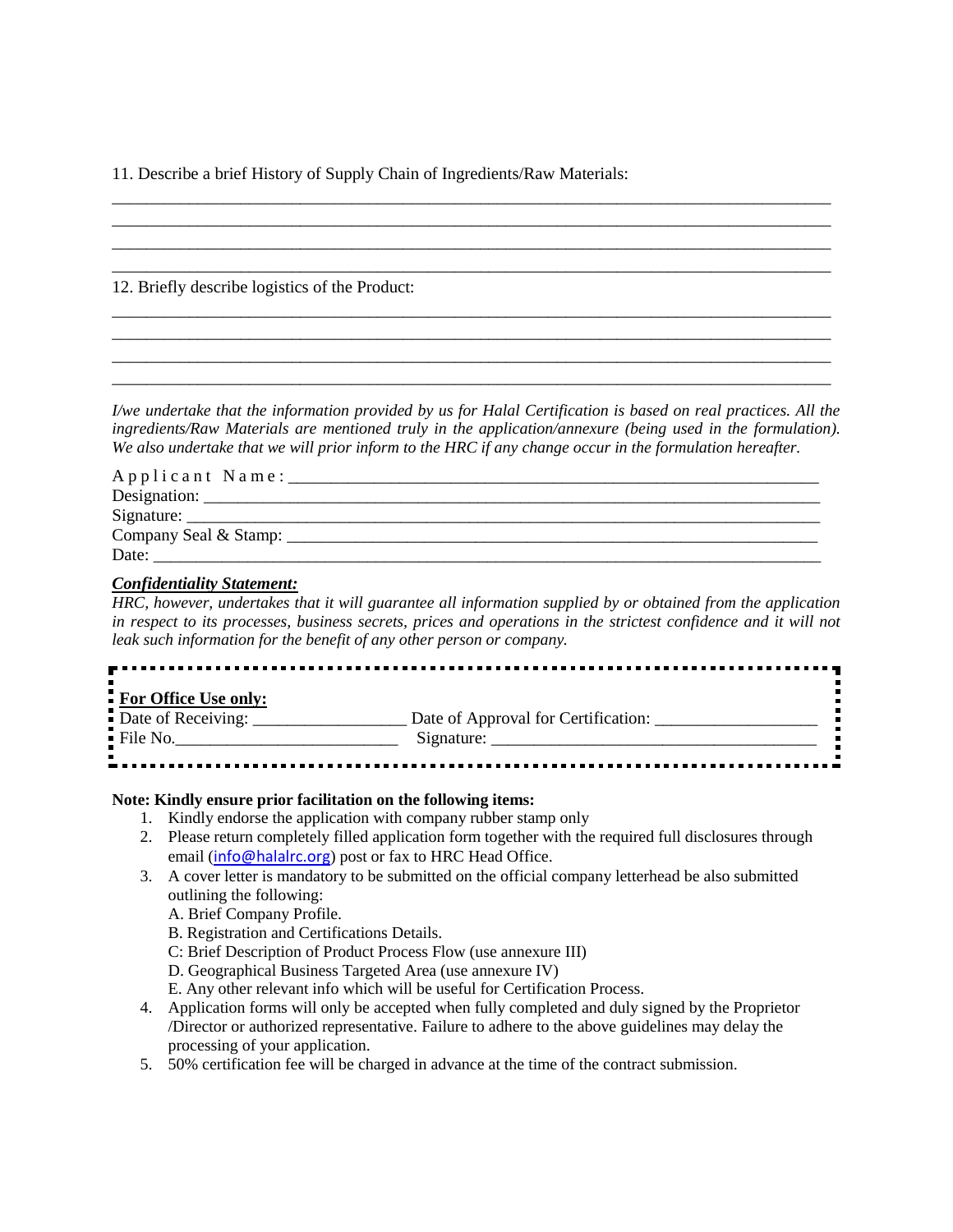11. Describe a brief History of Supply Chain of Ingredients/Raw Materials:

_____________________________________________________________________________________
_____________________________________________________________________________________
_____________________________________________________________________________________
_____________________________________________________________________________________

12. Briefly describe logistics of the Product:

_____________________________________________________________________________________
_____________________________________________________________________________________
_____________________________________________________________________________________
_____________________________________________________________________________________

*I/we undertake that the information provided by us for Halal Certification is based on real practices. All the ingredients/Raw Materials are mentioned truly in the application/annexure (being used in the formulation). We also undertake that we will prior inform to the HRC if any change occur in the formulation hereafter.*

Applicant Name: ______________________________________________________________
Designation: __________________________________________________________________
Signature: ____________________________________________________________________
Company Seal & Stamp: _________________________________________________________
Date: ________________________________________________________________________

***Confidentiality Statement:***

*HRC, however, undertakes that it will guarantee all information supplied by or obtained from the application in respect to its processes, business secrets, prices and operations in the strictest confidence and it will not leak such information for the benefit of any other person or company.*

---

**For Office Use only:**

Date of Receiving: _________________ Date of Approval for Certification: __________________
File No.________________________ Signature: ____________________________________

---

**Note: Kindly ensure prior facilitation on the following items:**

1. Kindly endorse the application with company rubber stamp only
2. Please return completely filled application form together with the required full disclosures through email (info@halalrc.org) post or fax to HRC Head Office.
3. A cover letter is mandatory to be submitted on the official company letterhead be also submitted outlining the following:
   A. Brief Company Profile.
   B. Registration and Certifications Details.
   C: Brief Description of Product Process Flow (use annexure III)
   D. Geographical Business Targeted Area (use annexure IV)
   E. Any other relevant info which will be useful for Certification Process.
4. Application forms will only be accepted when fully completed and duly signed by the Proprietor /Director or authorized representative. Failure to adhere to the above guidelines may delay the processing of your application.
5. 50% certification fee will be charged in advance at the time of the contract submission.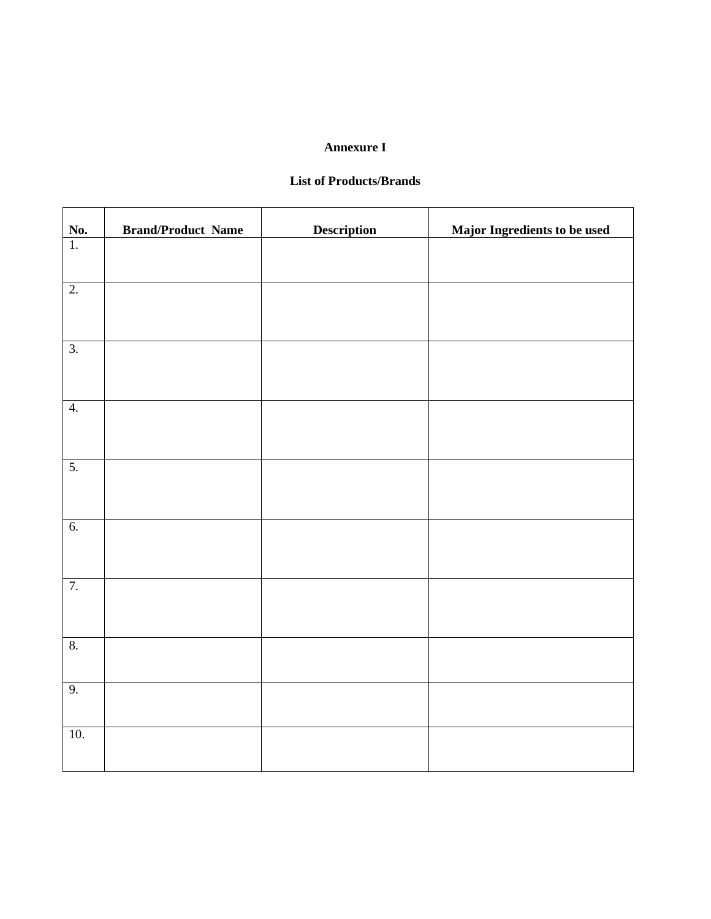**Annexure I**

**List of Products/Brands**

| No. | Brand/Product Name | Description | Major Ingredients to be used |
|---|---|---|---|
| 1. | | | |
| 2. | | | |
| 3. | | | |
| 4. | | | |
| 5. | | | |
| 6. | | | |
| 7. | | | |
| 8. | | | |
| 9. | | | |
| 10. | | | |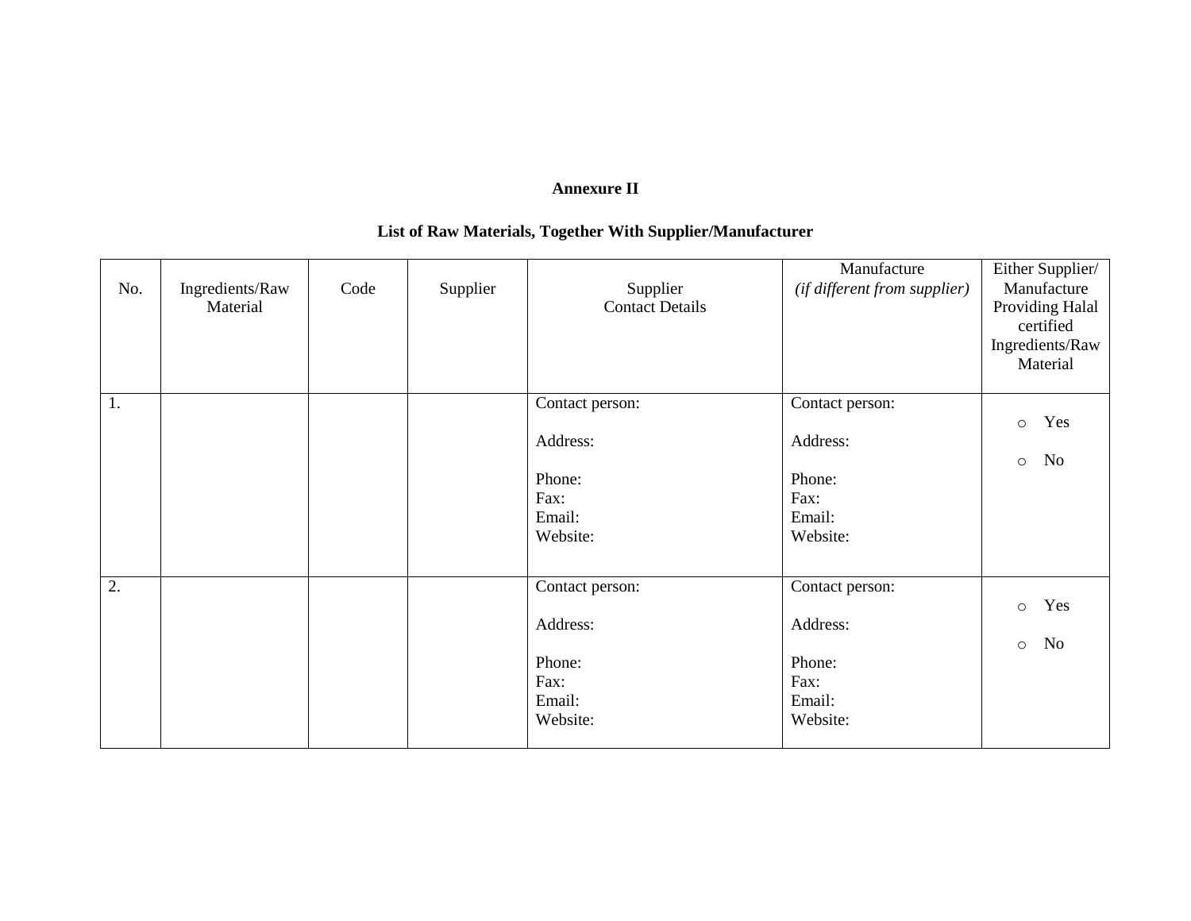**Annexure II**

**List of Raw Materials, Together With Supplier/Manufacturer**

| No. | Ingredients/Raw Material | Code | Supplier | Supplier Contact Details | Manufacture *(if different from supplier)* | Either Supplier/ Manufacture Providing Halal certified Ingredients/Raw Material |
|---|---|---|---|---|---|---|
| 1. | | | | Contact person:<br><br>Address:<br><br>Phone:<br>Fax:<br>Email:<br>Website: | Contact person:<br><br>Address:<br><br>Phone:<br>Fax:<br>Email:<br>Website: | ○ Yes<br><br>○ No |
| 2. | | | | Contact person:<br><br>Address:<br><br>Phone:<br>Fax:<br>Email:<br>Website: | Contact person:<br><br>Address:<br><br>Phone:<br>Fax:<br>Email:<br>Website: | ○ Yes<br><br>○ No |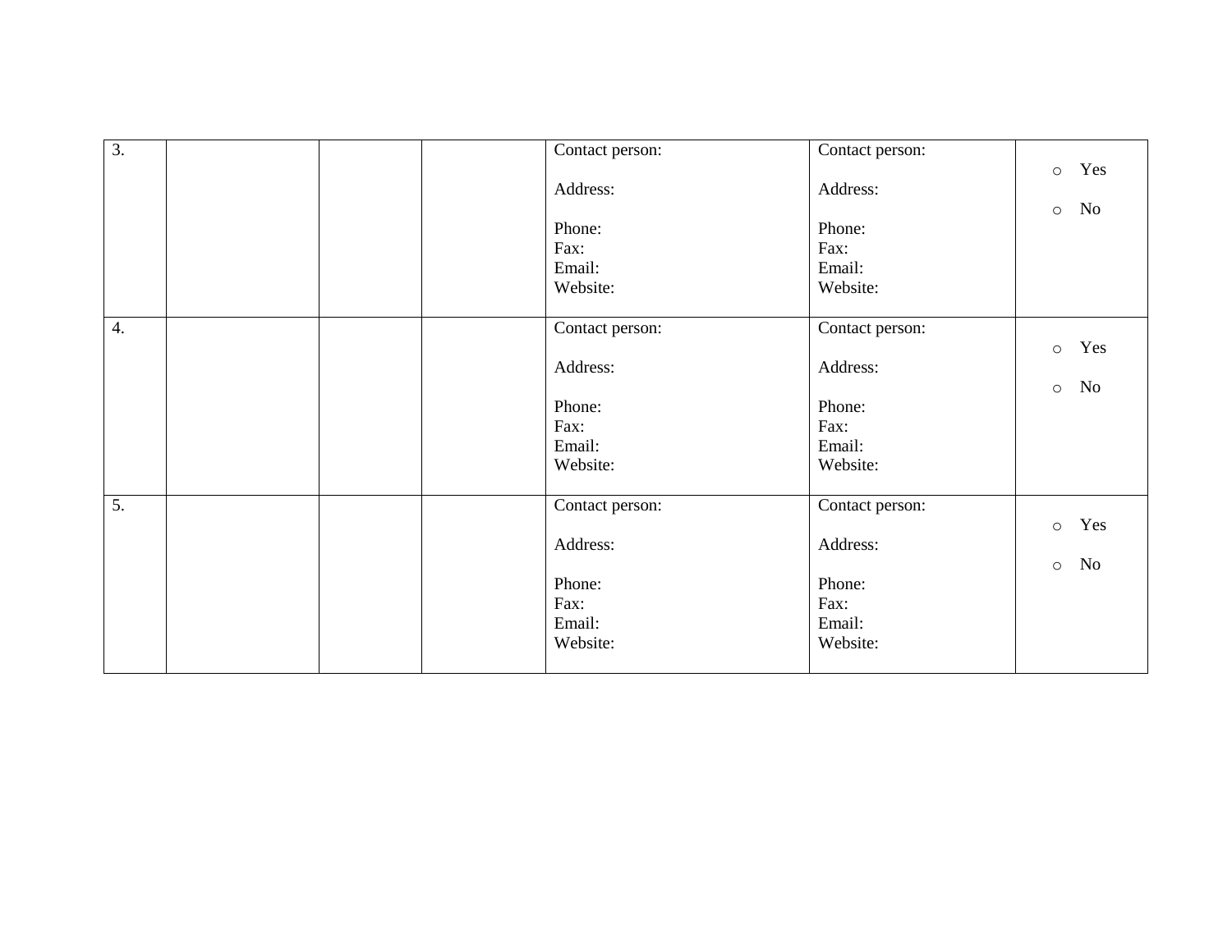| | | | | | | |
|---|---|---|---|---|---|---|
| 3. | | | | Contact person:<br><br>Address:<br><br>Phone:<br>Fax:<br>Email:<br>Website: | Contact person:<br><br>Address:<br><br>Phone:<br>Fax:<br>Email:<br>Website: | ○ Yes<br><br>○ No |
| 4. | | | | Contact person:<br><br>Address:<br><br>Phone:<br>Fax:<br>Email:<br>Website: | Contact person:<br><br>Address:<br><br>Phone:<br>Fax:<br>Email:<br>Website: | ○ Yes<br><br>○ No |
| 5. | | | | Contact person:<br><br>Address:<br><br>Phone:<br>Fax:<br>Email:<br>Website: | Contact person:<br><br>Address:<br><br>Phone:<br>Fax:<br>Email:<br>Website: | ○ Yes<br><br>○ No |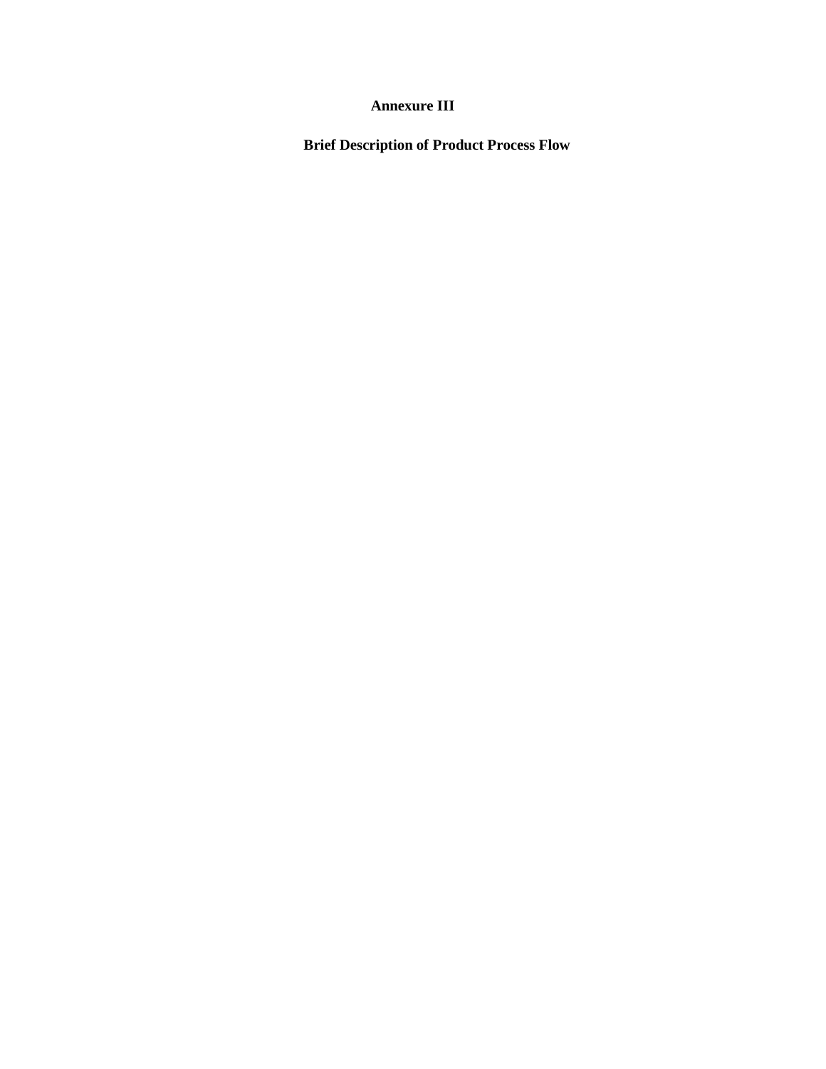**Annexure III**

**Brief Description of Product Process Flow**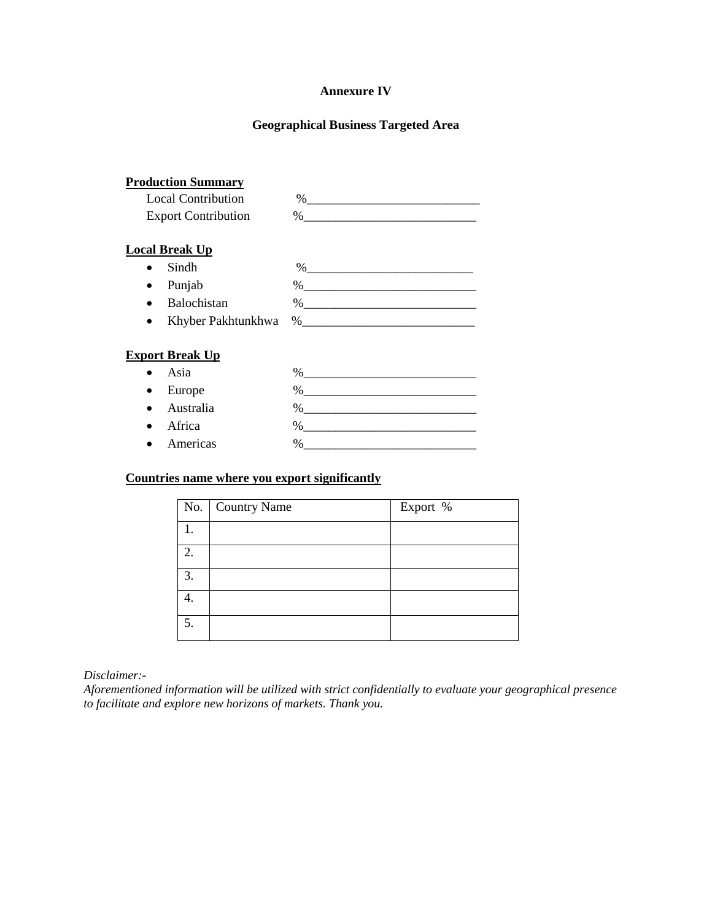**Annexure IV**

**Geographical Business Targeted Area**

**Production Summary**

Local Contribution %___________________________

Export Contribution %___________________________

**Local Break Up**

- Sindh %___________________________
- Punjab %___________________________
- Balochistan %___________________________
- Khyber Pakhtunkhwa %___________________________

**Export Break Up**

- Asia %___________________________
- Europe %___________________________
- Australia %___________________________
- Africa %___________________________
- Americas %___________________________

**Countries name where you export significantly**

| No. | Country Name | Export % |
|---|---|---|
| 1. | | |
| 2. | | |
| 3. | | |
| 4. | | |
| 5. | | |

*Disclaimer:-*
*Aforementioned information will be utilized with strict confidentially to evaluate your geographical presence to facilitate and explore new horizons of markets. Thank you.*